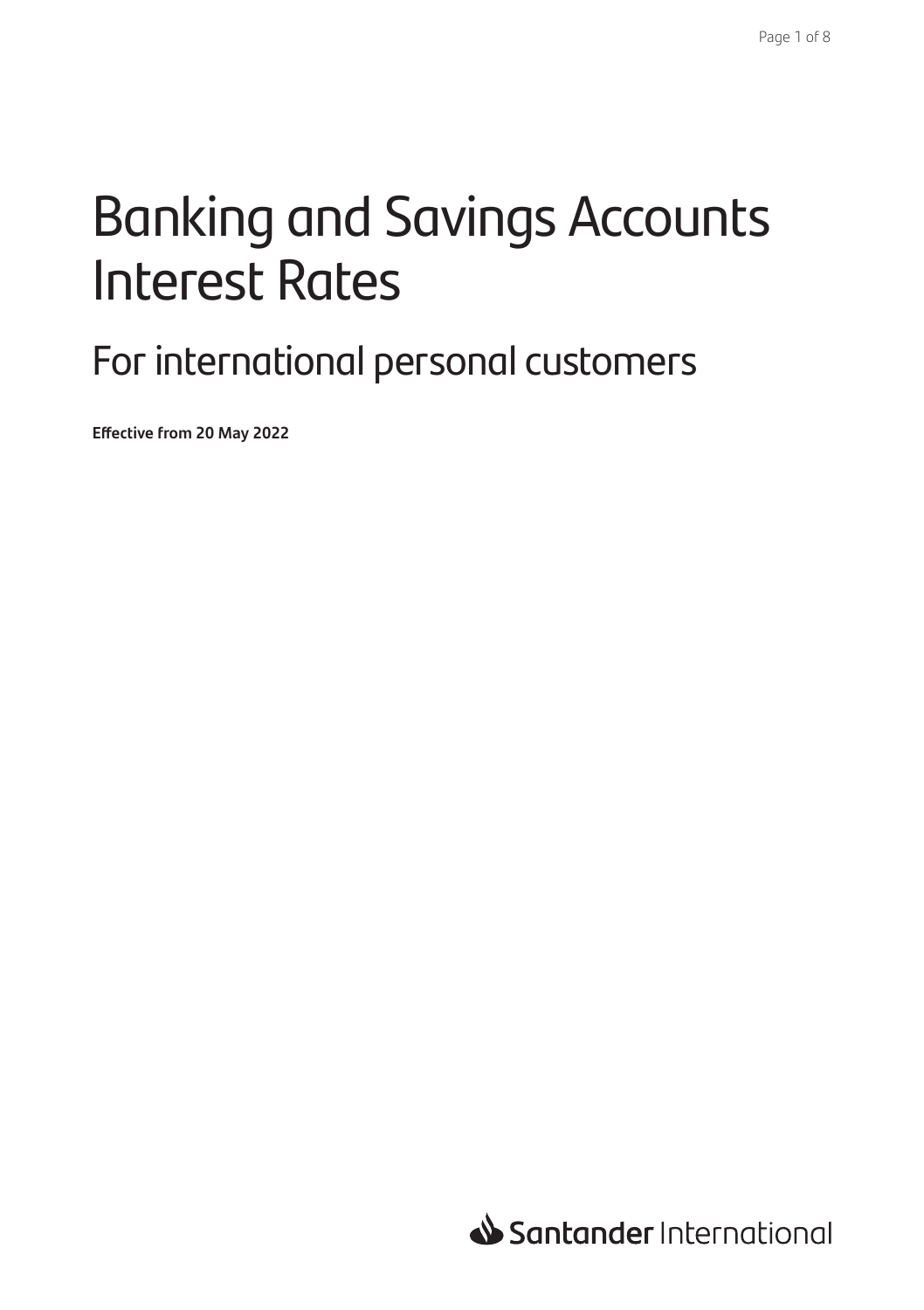# Banking and Savings Accounts Interest Rates

## For international personal customers

**Effective from 20 May 2022**

Santander International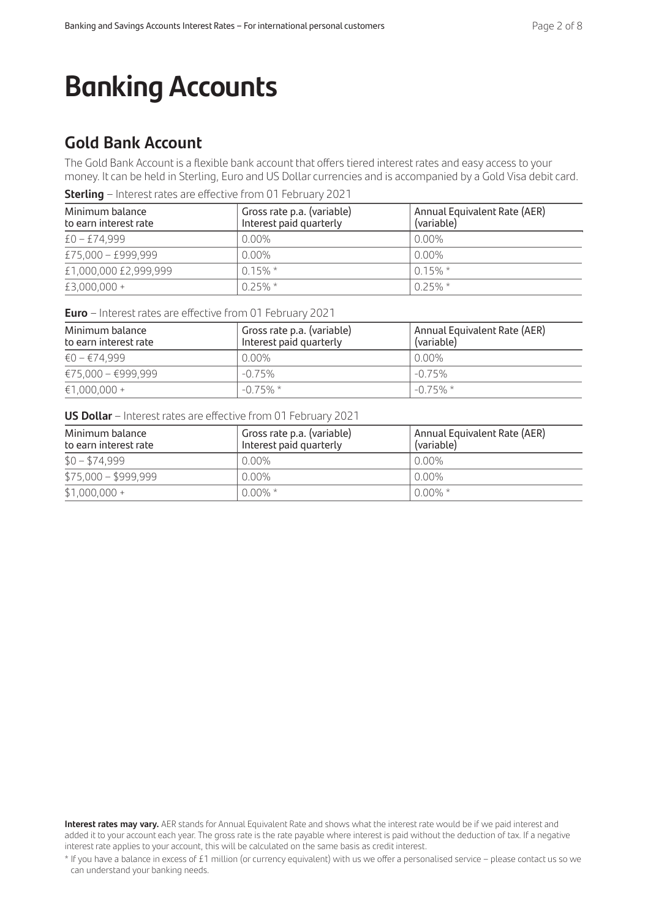# Banking Accounts

## Gold Bank Account

The Gold Bank Account is a flexible bank account that offers tiered interest rates and easy access to your money. It can be held in Sterling, Euro and US Dollar currencies and is accompanied by a Gold Visa debit card.

**Sterling** – Interest rates are effective from 01 February 2021

| Minimum balance to earn interest rate | Gross rate p.a. (variable) Interest paid quarterly | Annual Equivalent Rate (AER) (variable) |
|---|---|---|
| £0 – £74,999 | 0.00% | 0.00% |
| £75,000 – £999,999 | 0.00% | 0.00% |
| £1,000,000 £2,999,999 | 0.15% * | 0.15% * |
| £3,000,000 + | 0.25% * | 0.25% * |

**Euro** – Interest rates are effective from 01 February 2021

| Minimum balance to earn interest rate | Gross rate p.a. (variable) Interest paid quarterly | Annual Equivalent Rate (AER) (variable) |
|---|---|---|
| €0 – €74,999 | 0.00% | 0.00% |
| €75,000 – €999,999 | -0.75% | -0.75% |
| €1,000,000 + | -0.75% * | -0.75% * |

**US Dollar** – Interest rates are effective from 01 February 2021

| Minimum balance to earn interest rate | Gross rate p.a. (variable) Interest paid quarterly | Annual Equivalent Rate (AER) (variable) |
|---|---|---|
| $0 – $74,999 | 0.00% | 0.00% |
| $75,000 – $999,999 | 0.00% | 0.00% |
| $1,000,000 + | 0.00% * | 0.00% * |

**Interest rates may vary.** AER stands for Annual Equivalent Rate and shows what the interest rate would be if we paid interest and added it to your account each year. The gross rate is the rate payable where interest is paid without the deduction of tax. If a negative interest rate applies to your account, this will be calculated on the same basis as credit interest.

* If you have a balance in excess of £1 million (or currency equivalent) with us we offer a personalised service – please contact us so we can understand your banking needs.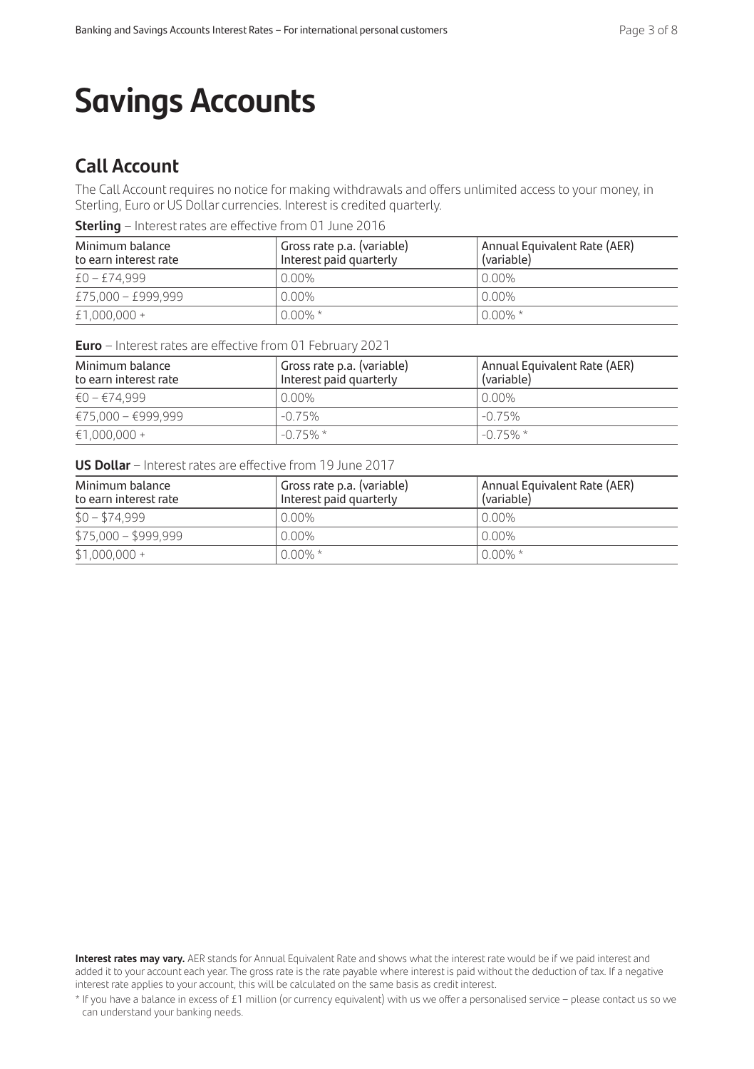# Savings Accounts

## Call Account

The Call Account requires no notice for making withdrawals and offers unlimited access to your money, in Sterling, Euro or US Dollar currencies. Interest is credited quarterly.

**Sterling** – Interest rates are effective from 01 June 2016

| Minimum balance to earn interest rate | Gross rate p.a. (variable) Interest paid quarterly | Annual Equivalent Rate (AER) (variable) |
|---|---|---|
| £0 – £74,999 | 0.00% | 0.00% |
| £75,000 – £999,999 | 0.00% | 0.00% |
| £1,000,000 + | 0.00% * | 0.00% * |

**Euro** – Interest rates are effective from 01 February 2021

| Minimum balance to earn interest rate | Gross rate p.a. (variable) Interest paid quarterly | Annual Equivalent Rate (AER) (variable) |
|---|---|---|
| €0 – €74,999 | 0.00% | 0.00% |
| €75,000 – €999,999 | -0.75% | -0.75% |
| €1,000,000 + | -0.75% * | -0.75% * |

**US Dollar** – Interest rates are effective from 19 June 2017

| Minimum balance to earn interest rate | Gross rate p.a. (variable) Interest paid quarterly | Annual Equivalent Rate (AER) (variable) |
|---|---|---|
| $0 – $74,999 | 0.00% | 0.00% |
| $75,000 – $999,999 | 0.00% | 0.00% |
| $1,000,000 + | 0.00% * | 0.00% * |

**Interest rates may vary.** AER stands for Annual Equivalent Rate and shows what the interest rate would be if we paid interest and added it to your account each year. The gross rate is the rate payable where interest is paid without the deduction of tax. If a negative interest rate applies to your account, this will be calculated on the same basis as credit interest.

* If you have a balance in excess of £1 million (or currency equivalent) with us we offer a personalised service – please contact us so we can understand your banking needs.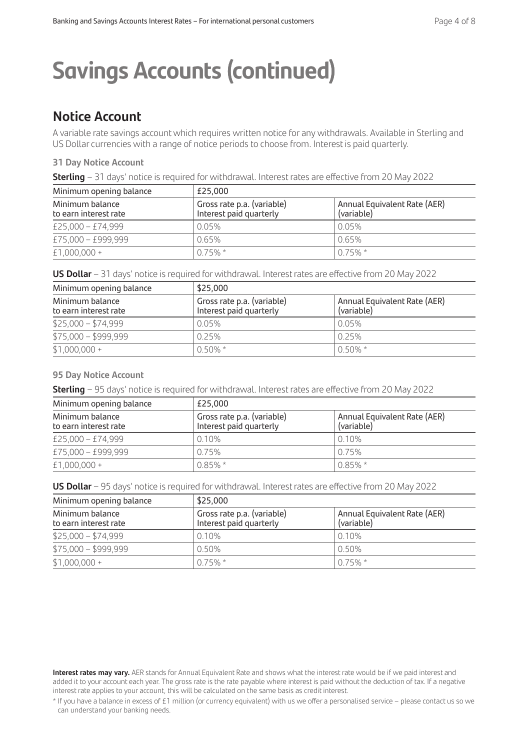# Savings Accounts (continued)

## Notice Account

A variable rate savings account which requires written notice for any withdrawals. Available in Sterling and US Dollar currencies with a range of notice periods to choose from. Interest is paid quarterly.

### 31 Day Notice Account

**Sterling** – 31 days' notice is required for withdrawal. Interest rates are effective from 20 May 2022

| Minimum opening balance | £25,000 | |
|---|---|---|
| Minimum balance to earn interest rate | Gross rate p.a. (variable) Interest paid quarterly | Annual Equivalent Rate (AER) (variable) |
| £25,000 – £74,999 | 0.05% | 0.05% |
| £75,000 – £999,999 | 0.65% | 0.65% |
| £1,000,000 + | 0.75% * | 0.75% * |

**US Dollar** – 31 days' notice is required for withdrawal. Interest rates are effective from 20 May 2022

| Minimum opening balance | $25,000 | |
|---|---|---|
| Minimum balance to earn interest rate | Gross rate p.a. (variable) Interest paid quarterly | Annual Equivalent Rate (AER) (variable) |
| $25,000 – $74,999 | 0.05% | 0.05% |
| $75,000 – $999,999 | 0.25% | 0.25% |
| $1,000,000 + | 0.50% * | 0.50% * |

### 95 Day Notice Account

**Sterling** – 95 days' notice is required for withdrawal. Interest rates are effective from 20 May 2022

| Minimum opening balance | £25,000 | |
|---|---|---|
| Minimum balance to earn interest rate | Gross rate p.a. (variable) Interest paid quarterly | Annual Equivalent Rate (AER) (variable) |
| £25,000 – £74,999 | 0.10% | 0.10% |
| £75,000 – £999,999 | 0.75% | 0.75% |
| £1,000,000 + | 0.85% * | 0.85% * |

**US Dollar** – 95 days' notice is required for withdrawal. Interest rates are effective from 20 May 2022

| Minimum opening balance | $25,000 | |
|---|---|---|
| Minimum balance to earn interest rate | Gross rate p.a. (variable) Interest paid quarterly | Annual Equivalent Rate (AER) (variable) |
| $25,000 – $74,999 | 0.10% | 0.10% |
| $75,000 – $999,999 | 0.50% | 0.50% |
| $1,000,000 + | 0.75% * | 0.75% * |

**Interest rates may vary.** AER stands for Annual Equivalent Rate and shows what the interest rate would be if we paid interest and added it to your account each year. The gross rate is the rate payable where interest is paid without the deduction of tax. If a negative interest rate applies to your account, this will be calculated on the same basis as credit interest.

* If you have a balance in excess of £1 million (or currency equivalent) with us we offer a personalised service – please contact us so we can understand your banking needs.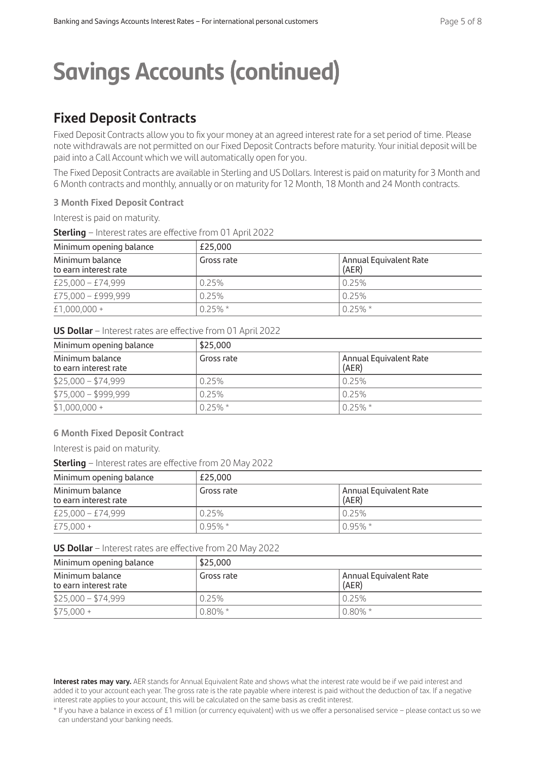# Savings Accounts (continued)

## Fixed Deposit Contracts

Fixed Deposit Contracts allow you to fix your money at an agreed interest rate for a set period of time. Please note withdrawals are not permitted on our Fixed Deposit Contracts before maturity. Your initial deposit will be paid into a Call Account which we will automatically open for you.

The Fixed Deposit Contracts are available in Sterling and US Dollars. Interest is paid on maturity for 3 Month and 6 Month contracts and monthly, annually or on maturity for 12 Month, 18 Month and 24 Month contracts.

### 3 Month Fixed Deposit Contract

Interest is paid on maturity.

**Sterling** – Interest rates are effective from 01 April 2022

| Minimum opening balance | £25,000 | |
|---|---|---|
| Minimum balance to earn interest rate | Gross rate | Annual Equivalent Rate (AER) |
| £25,000 – £74,999 | 0.25% | 0.25% |
| £75,000 – £999,999 | 0.25% | 0.25% |
| £1,000,000 + | 0.25% * | 0.25% * |

**US Dollar** – Interest rates are effective from 01 April 2022

| Minimum opening balance | $25,000 | |
|---|---|---|
| Minimum balance to earn interest rate | Gross rate | Annual Equivalent Rate (AER) |
| $25,000 – $74,999 | 0.25% | 0.25% |
| $75,000 – $999,999 | 0.25% | 0.25% |
| $1,000,000 + | 0.25% * | 0.25% * |

### 6 Month Fixed Deposit Contract

Interest is paid on maturity.

**Sterling** – Interest rates are effective from 20 May 2022

| Minimum opening balance | £25,000 | |
|---|---|---|
| Minimum balance to earn interest rate | Gross rate | Annual Equivalent Rate (AER) |
| £25,000 – £74,999 | 0.25% | 0.25% |
| £75,000 + | 0.95% * | 0.95% * |

**US Dollar** – Interest rates are effective from 20 May 2022

| Minimum opening balance | $25,000 | |
|---|---|---|
| Minimum balance to earn interest rate | Gross rate | Annual Equivalent Rate (AER) |
| $25,000 – $74,999 | 0.25% | 0.25% |
| $75,000 + | 0.80% * | 0.80% * |

**Interest rates may vary.** AER stands for Annual Equivalent Rate and shows what the interest rate would be if we paid interest and added it to your account each year. The gross rate is the rate payable where interest is paid without the deduction of tax. If a negative interest rate applies to your account, this will be calculated on the same basis as credit interest.

* If you have a balance in excess of £1 million (or currency equivalent) with us we offer a personalised service – please contact us so we can understand your banking needs.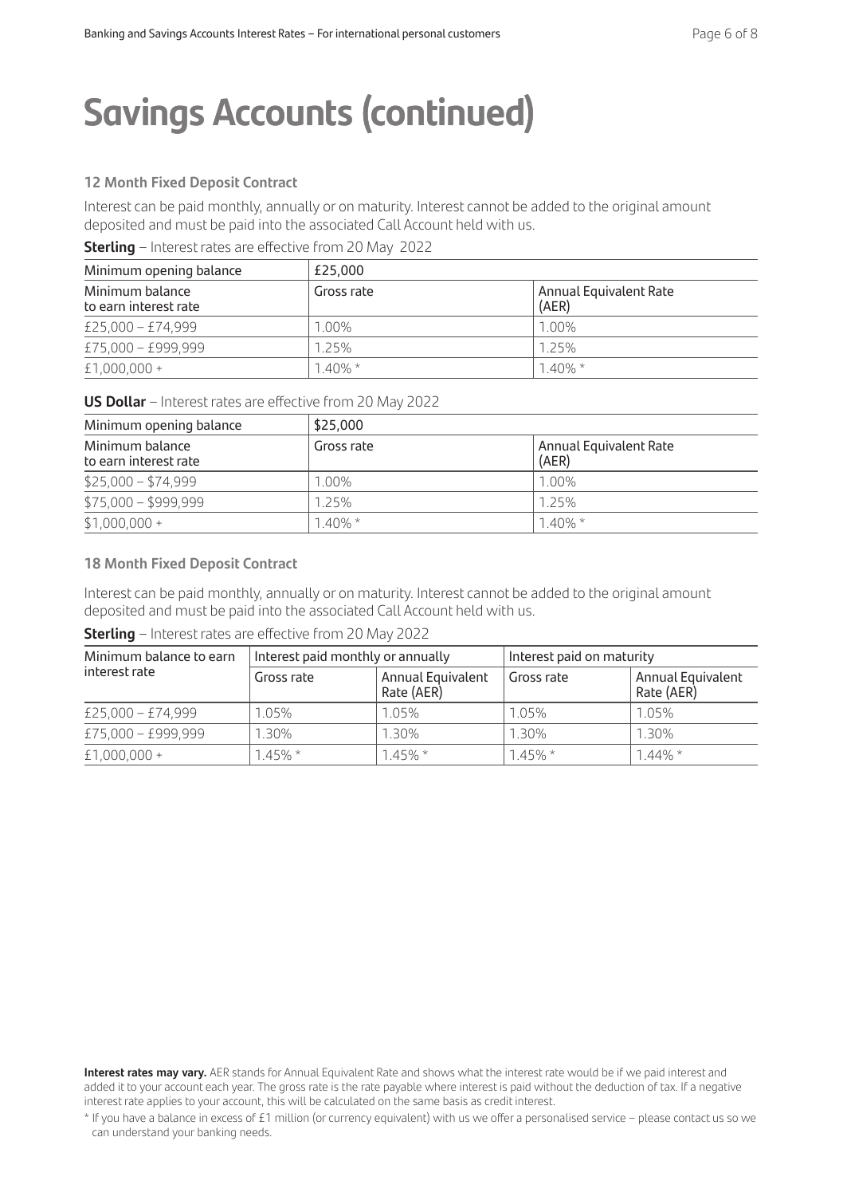# Savings Accounts (continued)

### 12 Month Fixed Deposit Contract

Interest can be paid monthly, annually or on maturity. Interest cannot be added to the original amount deposited and must be paid into the associated Call Account held with us.

**Sterling** – Interest rates are effective from 20 May 2022

| Minimum opening balance | £25,000 | |
|---|---|---|
| Minimum balance to earn interest rate | Gross rate | Annual Equivalent Rate (AER) |
| £25,000 – £74,999 | 1.00% | 1.00% |
| £75,000 – £999,999 | 1.25% | 1.25% |
| £1,000,000 + | 1.40% * | 1.40% * |

**US Dollar** – Interest rates are effective from 20 May 2022

| Minimum opening balance | $25,000 | |
|---|---|---|
| Minimum balance to earn interest rate | Gross rate | Annual Equivalent Rate (AER) |
| $25,000 – $74,999 | 1.00% | 1.00% |
| $75,000 – $999,999 | 1.25% | 1.25% |
| $1,000,000 + | 1.40% * | 1.40% * |

### 18 Month Fixed Deposit Contract

Interest can be paid monthly, annually or on maturity. Interest cannot be added to the original amount deposited and must be paid into the associated Call Account held with us.

**Sterling** – Interest rates are effective from 20 May 2022

| Minimum balance to earn interest rate | Interest paid monthly or annually | | Interest paid on maturity | |
|---|---|---|---|---|
| | Gross rate | Annual Equivalent Rate (AER) | Gross rate | Annual Equivalent Rate (AER) |
| £25,000 – £74,999 | 1.05% | 1.05% | 1.05% | 1.05% |
| £75,000 – £999,999 | 1.30% | 1.30% | 1.30% | 1.30% |
| £1,000,000 + | 1.45% * | 1.45% * | 1.45% * | 1.44% * |

**Interest rates may vary.** AER stands for Annual Equivalent Rate and shows what the interest rate would be if we paid interest and added it to your account each year. The gross rate is the rate payable where interest is paid without the deduction of tax. If a negative interest rate applies to your account, this will be calculated on the same basis as credit interest.

* If you have a balance in excess of £1 million (or currency equivalent) with us we offer a personalised service – please contact us so we can understand your banking needs.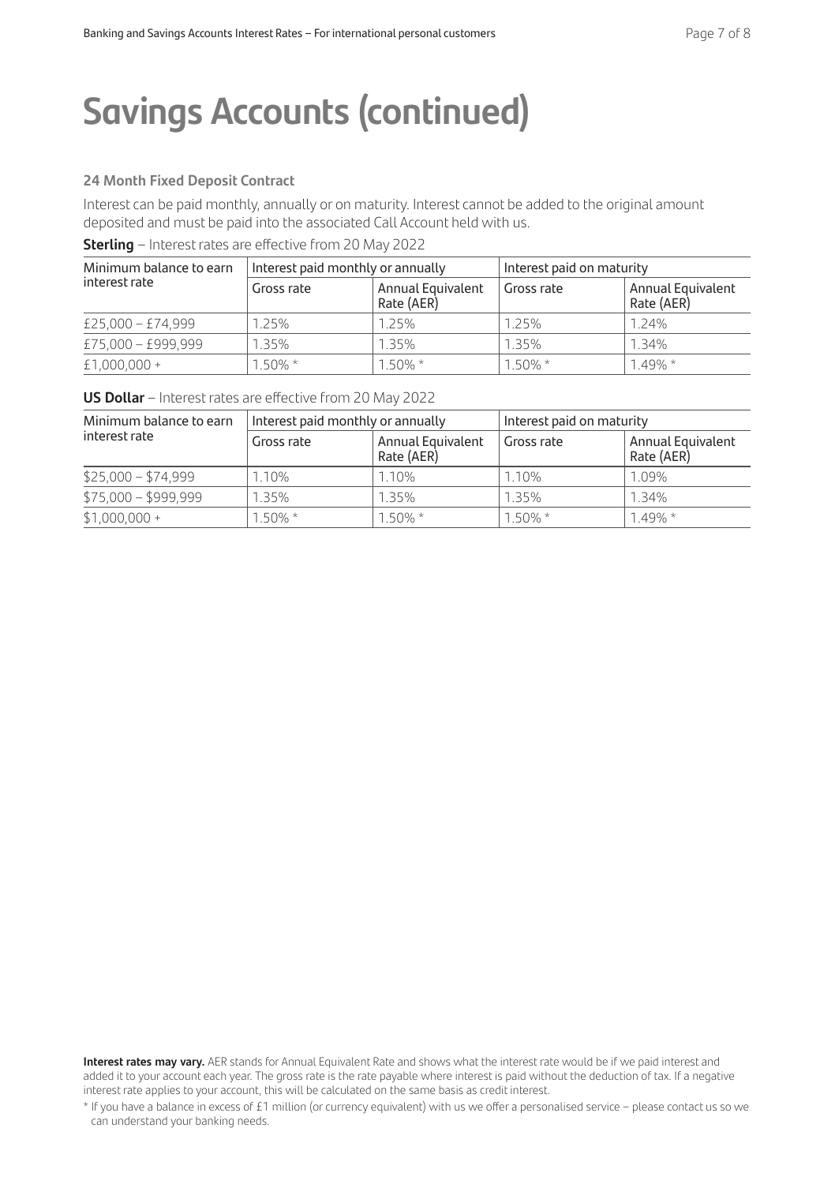# Savings Accounts (continued)

### 24 Month Fixed Deposit Contract

Interest can be paid monthly, annually or on maturity. Interest cannot be added to the original amount deposited and must be paid into the associated Call Account held with us.

**Sterling** – Interest rates are effective from 20 May 2022

| Minimum balance to earn interest rate | Interest paid monthly or annually | | Interest paid on maturity | |
|---|---|---|---|---|
| | Gross rate | Annual Equivalent Rate (AER) | Gross rate | Annual Equivalent Rate (AER) |
| £25,000 – £74,999 | 1.25% | 1.25% | 1.25% | 1.24% |
| £75,000 – £999,999 | 1.35% | 1.35% | 1.35% | 1.34% |
| £1,000,000 + | 1.50% * | 1.50% * | 1.50% * | 1.49% * |

**US Dollar** – Interest rates are effective from 20 May 2022

| Minimum balance to earn interest rate | Interest paid monthly or annually | | Interest paid on maturity | |
|---|---|---|---|---|
| | Gross rate | Annual Equivalent Rate (AER) | Gross rate | Annual Equivalent Rate (AER) |
| $25,000 – $74,999 | 1.10% | 1.10% | 1.10% | 1.09% |
| $75,000 – $999,999 | 1.35% | 1.35% | 1.35% | 1.34% |
| $1,000,000 + | 1.50% * | 1.50% * | 1.50% * | 1.49% * |

**Interest rates may vary.** AER stands for Annual Equivalent Rate and shows what the interest rate would be if we paid interest and added it to your account each year. The gross rate is the rate payable where interest is paid without the deduction of tax. If a negative interest rate applies to your account, this will be calculated on the same basis as credit interest.

* If you have a balance in excess of £1 million (or currency equivalent) with us we offer a personalised service – please contact us so we can understand your banking needs.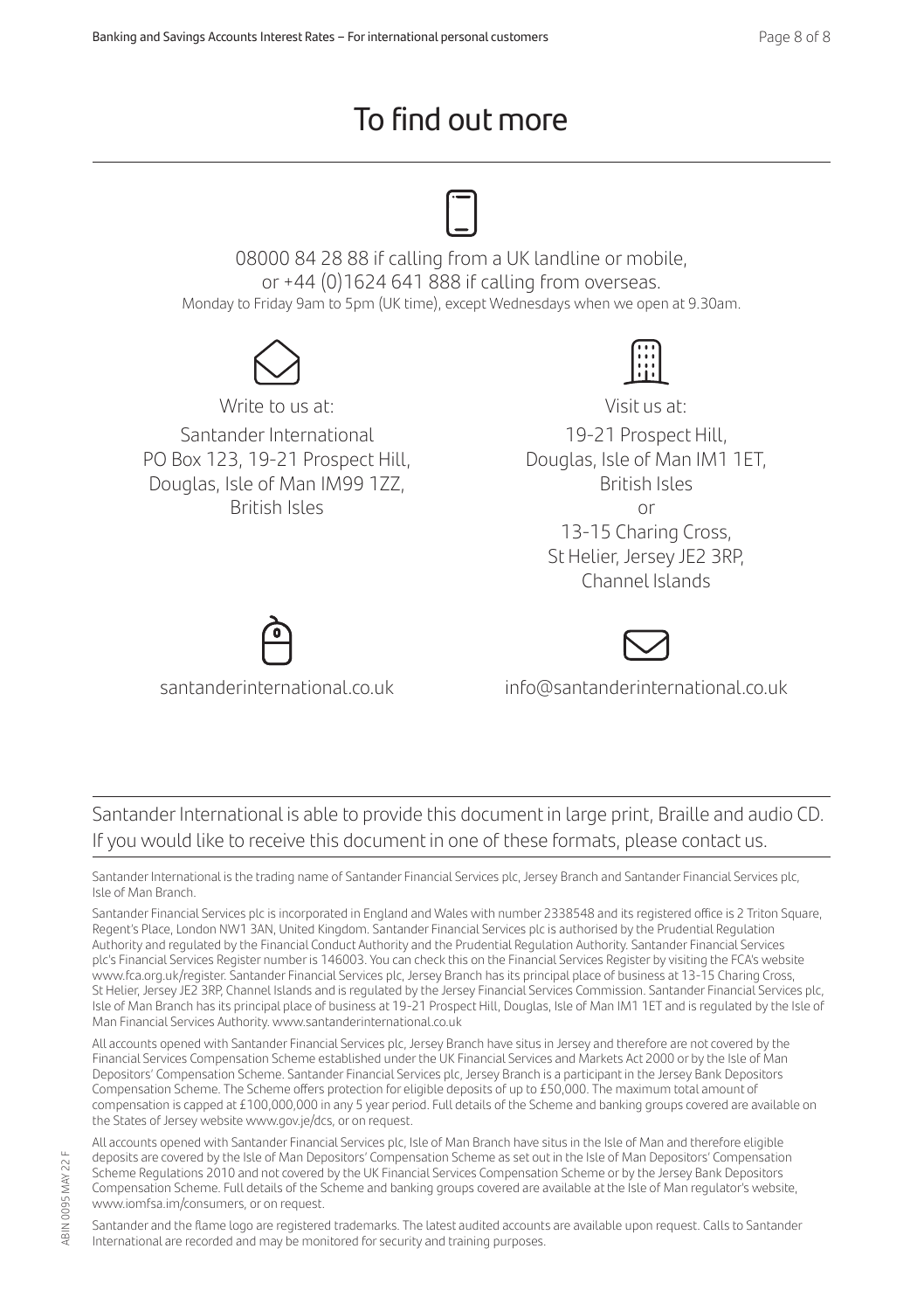# To find out more

08000 84 28 88 if calling from a UK landline or mobile,
or +44 (0)1624 641 888 if calling from overseas.
Monday to Friday 9am to 5pm (UK time), except Wednesdays when we open at 9.30am.

Write to us at:
Santander International
PO Box 123, 19-21 Prospect Hill,
Douglas, Isle of Man IM99 1ZZ,
British Isles

Visit us at:
19-21 Prospect Hill,
Douglas, Isle of Man IM1 1ET,
British Isles
or
13-15 Charing Cross,
St Helier, Jersey JE2 3RP,
Channel Islands

santanderinternational.co.uk

info@santanderinternational.co.uk

Santander International is able to provide this document in large print, Braille and audio CD. If you would like to receive this document in one of these formats, please contact us.

Santander International is the trading name of Santander Financial Services plc, Jersey Branch and Santander Financial Services plc, Isle of Man Branch.

Santander Financial Services plc is incorporated in England and Wales with number 2338548 and its registered office is 2 Triton Square, Regent's Place, London NW1 3AN, United Kingdom. Santander Financial Services plc is authorised by the Prudential Regulation Authority and regulated by the Financial Conduct Authority and the Prudential Regulation Authority. Santander Financial Services plc's Financial Services Register number is 146003. You can check this on the Financial Services Register by visiting the FCA's website www.fca.org.uk/register. Santander Financial Services plc, Jersey Branch has its principal place of business at 13-15 Charing Cross, St Helier, Jersey JE2 3RP, Channel Islands and is regulated by the Jersey Financial Services Commission. Santander Financial Services plc, Isle of Man Branch has its principal place of business at 19-21 Prospect Hill, Douglas, Isle of Man IM1 1ET and is regulated by the Isle of Man Financial Services Authority. www.santanderinternational.co.uk

All accounts opened with Santander Financial Services plc, Jersey Branch have situs in Jersey and therefore are not covered by the Financial Services Compensation Scheme established under the UK Financial Services and Markets Act 2000 or by the Isle of Man Depositors' Compensation Scheme. Santander Financial Services plc, Jersey Branch is a participant in the Jersey Bank Depositors Compensation Scheme. The Scheme offers protection for eligible deposits of up to £50,000. The maximum total amount of compensation is capped at £100,000,000 in any 5 year period. Full details of the Scheme and banking groups covered are available on the States of Jersey website www.gov.je/dcs, or on request.

All accounts opened with Santander Financial Services plc, Isle of Man Branch have situs in the Isle of Man and therefore eligible deposits are covered by the Isle of Man Depositors' Compensation Scheme as set out in the Isle of Man Depositors' Compensation Scheme Regulations 2010 and not covered by the UK Financial Services Compensation Scheme or by the Jersey Bank Depositors Compensation Scheme. Full details of the Scheme and banking groups covered are available at the Isle of Man regulator's website, www.iomfsa.im/consumers, or on request.

Santander and the flame logo are registered trademarks. The latest audited accounts are available upon request. Calls to Santander International are recorded and may be monitored for security and training purposes.

ABIN 0095 MAY 22 F